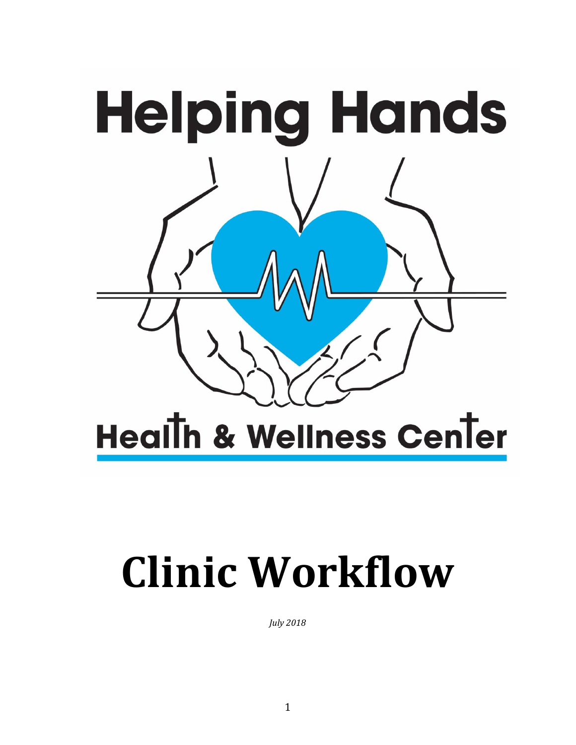# Helping Hands

# Health & Wellness Center

# Clinic Workflow

*July 2018*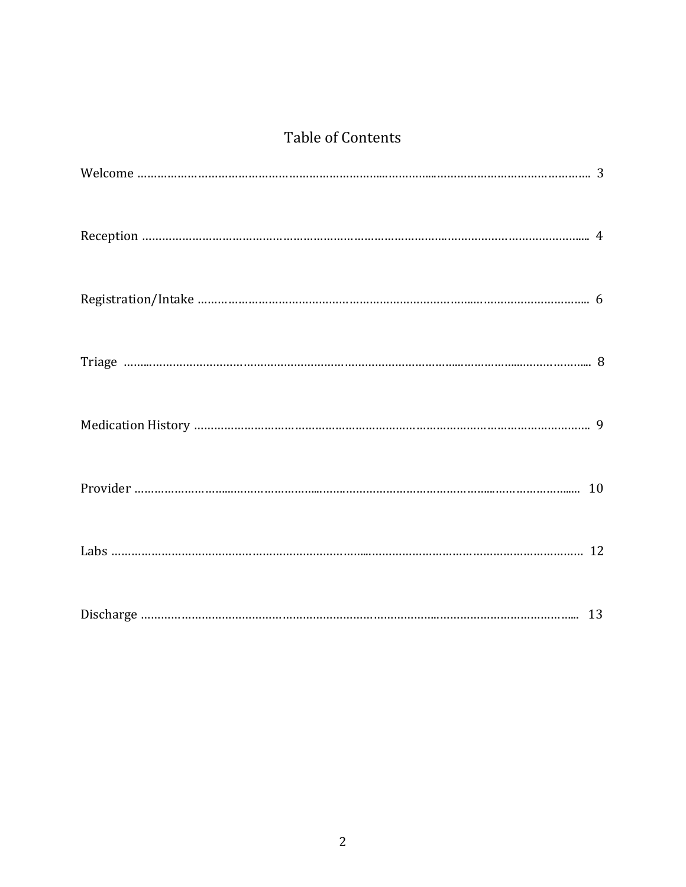# Table of Contents

| Section | Page |
|---|---|
| Welcome | 3 |
| Reception | 4 |
| Registration/Intake | 6 |
| Triage | 8 |
| Medication History | 9 |
| Provider | 10 |
| Labs | 12 |
| Discharge | 13 |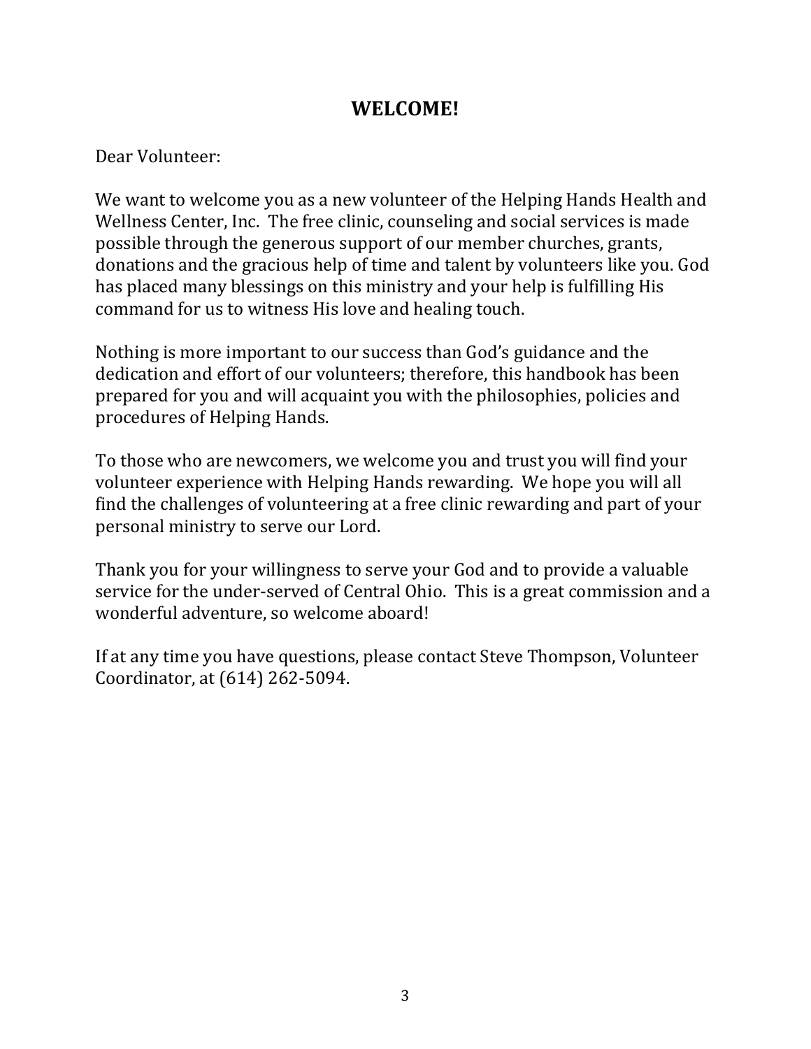# WELCOME!

Dear Volunteer:

We want to welcome you as a new volunteer of the Helping Hands Health and Wellness Center, Inc. The free clinic, counseling and social services is made possible through the generous support of our member churches, grants, donations and the gracious help of time and talent by volunteers like you. God has placed many blessings on this ministry and your help is fulfilling His command for us to witness His love and healing touch.

Nothing is more important to our success than God's guidance and the dedication and effort of our volunteers; therefore, this handbook has been prepared for you and will acquaint you with the philosophies, policies and procedures of Helping Hands.

To those who are newcomers, we welcome you and trust you will find your volunteer experience with Helping Hands rewarding. We hope you will all find the challenges of volunteering at a free clinic rewarding and part of your personal ministry to serve our Lord.

Thank you for your willingness to serve your God and to provide a valuable service for the under-served of Central Ohio. This is a great commission and a wonderful adventure, so welcome aboard!

If at any time you have questions, please contact Steve Thompson, Volunteer Coordinator, at (614) 262-5094.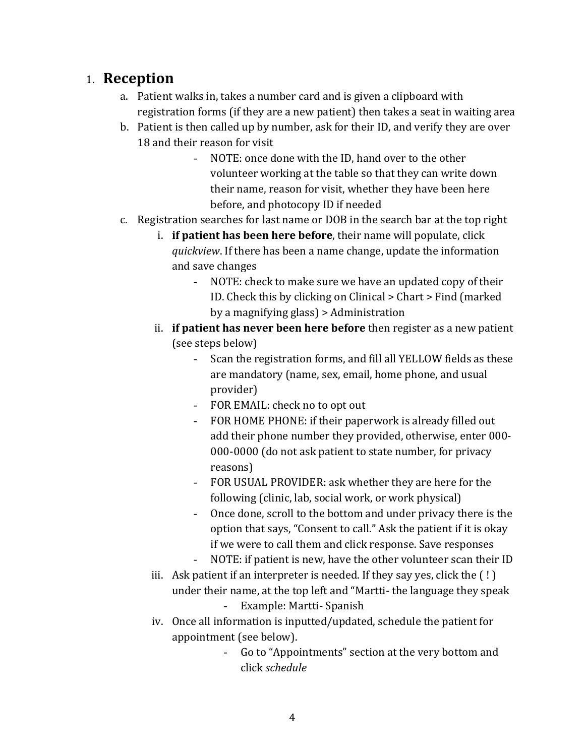# 1. **Reception**

a. Patient walks in, takes a number card and is given a clipboard with registration forms (if they are a new patient) then takes a seat in waiting area

b. Patient is then called up by number, ask for their ID, and verify they are over 18 and their reason for visit
   - NOTE: once done with the ID, hand over to the other volunteer working at the table so that they can write down their name, reason for visit, whether they have been here before, and photocopy ID if needed

c. Registration searches for last name or DOB in the search bar at the top right
   i. **if patient has been here before**, their name will populate, click *quickview*. If there has been a name change, update the information and save changes
      - NOTE: check to make sure we have an updated copy of their ID. Check this by clicking on Clinical > Chart > Find (marked by a magnifying glass) > Administration

   ii. **if patient has never been here before** then register as a new patient (see steps below)
      - Scan the registration forms, and fill all YELLOW fields as these are mandatory (name, sex, email, home phone, and usual provider)
      - FOR EMAIL: check no to opt out
      - FOR HOME PHONE: if their paperwork is already filled out add their phone number they provided, otherwise, enter 000-000-0000 (do not ask patient to state number, for privacy reasons)
      - FOR USUAL PROVIDER: ask whether they are here for the following (clinic, lab, social work, or work physical)
      - Once done, scroll to the bottom and under privacy there is the option that says, "Consent to call." Ask the patient if it is okay if we were to call them and click response. Save responses
      - NOTE: if patient is new, have the other volunteer scan their ID

   iii. Ask patient if an interpreter is needed. If they say yes, click the ( ! ) under their name, at the top left and "Martti- the language they speak
      - Example: Martti- Spanish

   iv. Once all information is inputted/updated, schedule the patient for appointment (see below).
      - Go to "Appointments" section at the very bottom and click *schedule*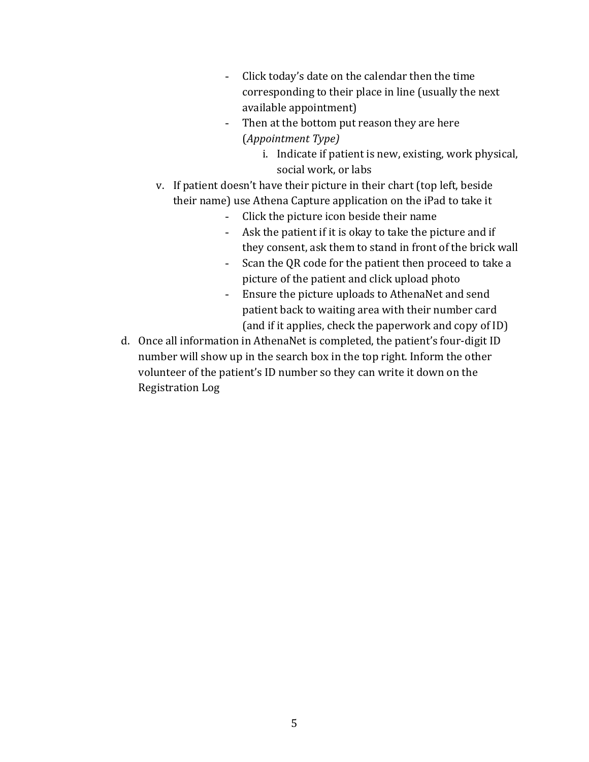- Click today's date on the calendar then the time corresponding to their place in line (usually the next available appointment)
- Then at the bottom put reason they are here (*Appointment Type)*
  i. Indicate if patient is new, existing, work physical, social work, or labs

v. If patient doesn't have their picture in their chart (top left, beside their name) use Athena Capture application on the iPad to take it

- Click the picture icon beside their name
- Ask the patient if it is okay to take the picture and if they consent, ask them to stand in front of the brick wall
- Scan the QR code for the patient then proceed to take a picture of the patient and click upload photo
- Ensure the picture uploads to AthenaNet and send patient back to waiting area with their number card (and if it applies, check the paperwork and copy of ID)

d. Once all information in AthenaNet is completed, the patient's four-digit ID number will show up in the search box in the top right. Inform the other volunteer of the patient's ID number so they can write it down on the Registration Log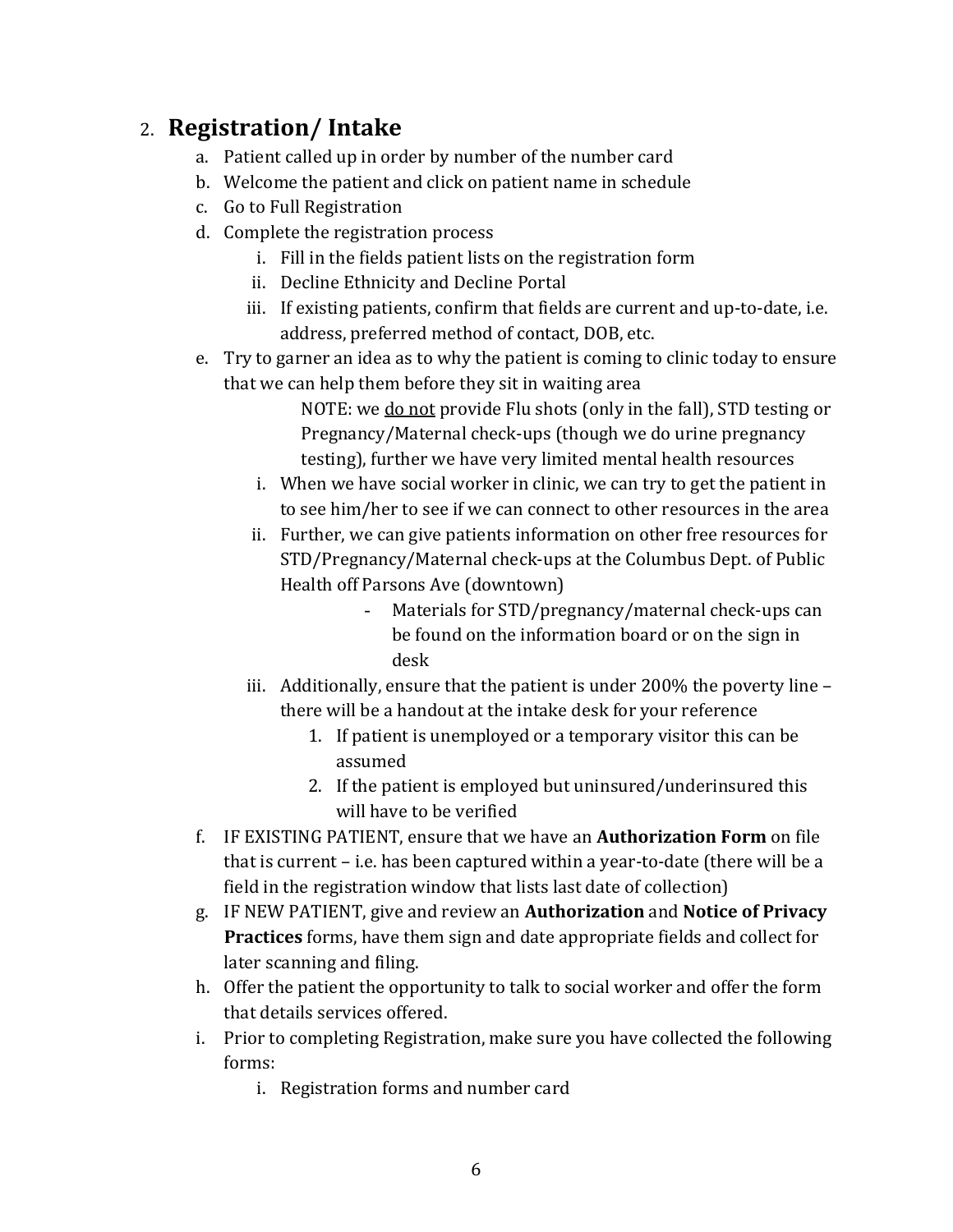## 2. **Registration/ Intake**

a. Patient called up in order by number of the number card
b. Welcome the patient and click on patient name in schedule
c. Go to Full Registration
d. Complete the registration process
    i. Fill in the fields patient lists on the registration form
    ii. Decline Ethnicity and Decline Portal
    iii. If existing patients, confirm that fields are current and up-to-date, i.e. address, preferred method of contact, DOB, etc.
e. Try to garner an idea as to why the patient is coming to clinic today to ensure that we can help them before they sit in waiting area

    NOTE: we <u>do not</u> provide Flu shots (only in the fall), STD testing or Pregnancy/Maternal check-ups (though we do urine pregnancy testing), further we have very limited mental health resources

    i. When we have social worker in clinic, we can try to get the patient in to see him/her to see if we can connect to other resources in the area
    ii. Further, we can give patients information on other free resources for STD/Pregnancy/Maternal check-ups at the Columbus Dept. of Public Health off Parsons Ave (downtown)
        - Materials for STD/pregnancy/maternal check-ups can be found on the information board or on the sign in desk
    iii. Additionally, ensure that the patient is under 200% the poverty line – there will be a handout at the intake desk for your reference
        1. If patient is unemployed or a temporary visitor this can be assumed
        2. If the patient is employed but uninsured/underinsured this will have to be verified
f. IF EXISTING PATIENT, ensure that we have an **Authorization Form** on file that is current – i.e. has been captured within a year-to-date (there will be a field in the registration window that lists last date of collection)
g. IF NEW PATIENT, give and review an **Authorization** and **Notice of Privacy Practices** forms, have them sign and date appropriate fields and collect for later scanning and filing.
h. Offer the patient the opportunity to talk to social worker and offer the form that details services offered.
i. Prior to completing Registration, make sure you have collected the following forms:
    i. Registration forms and number card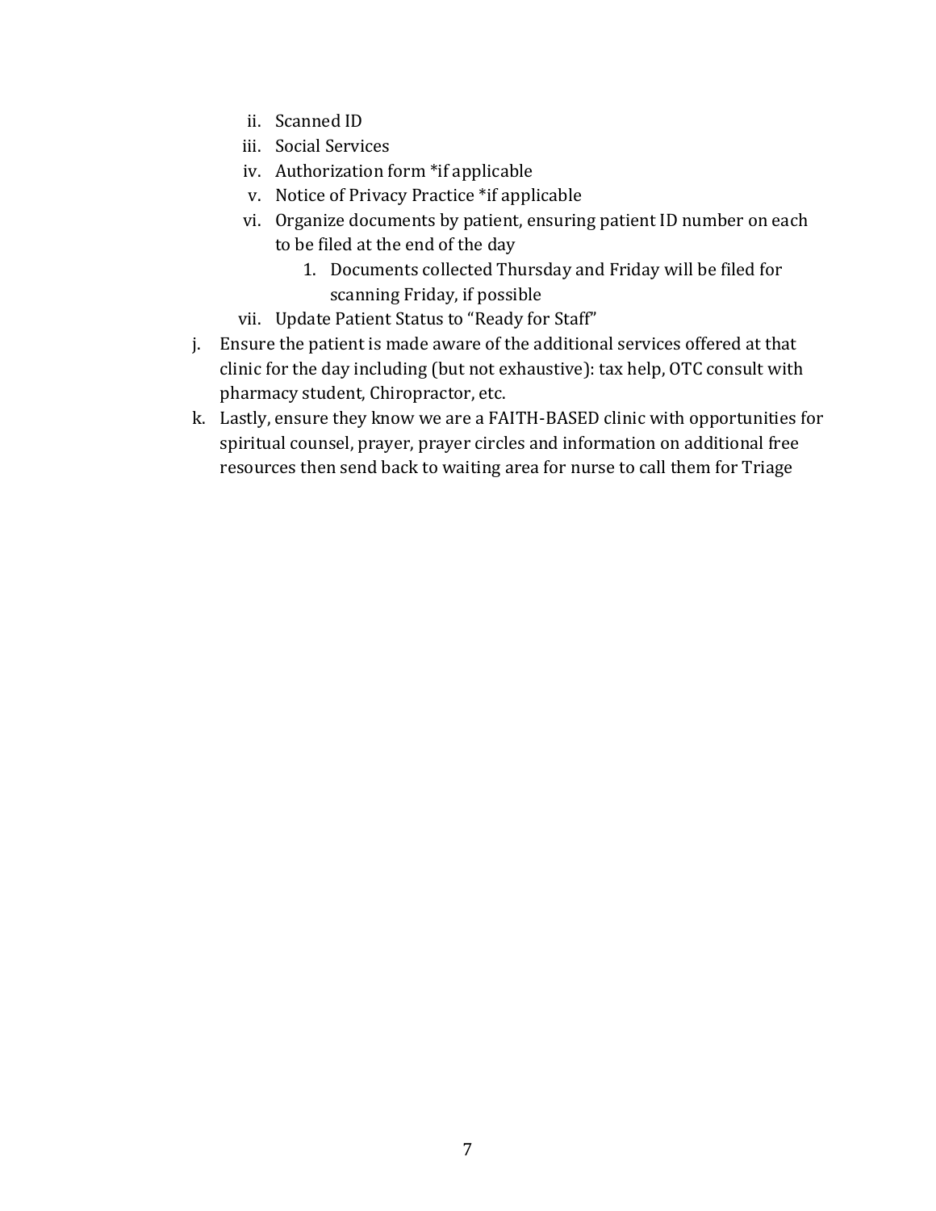ii. Scanned ID
iii. Social Services
iv. Authorization form *if applicable
v. Notice of Privacy Practice *if applicable
vi. Organize documents by patient, ensuring patient ID number on each to be filed at the end of the day
    1. Documents collected Thursday and Friday will be filed for scanning Friday, if possible
vii. Update Patient Status to "Ready for Staff"

j. Ensure the patient is made aware of the additional services offered at that clinic for the day including (but not exhaustive): tax help, OTC consult with pharmacy student, Chiropractor, etc.

k. Lastly, ensure they know we are a FAITH-BASED clinic with opportunities for spiritual counsel, prayer, prayer circles and information on additional free resources then send back to waiting area for nurse to call them for Triage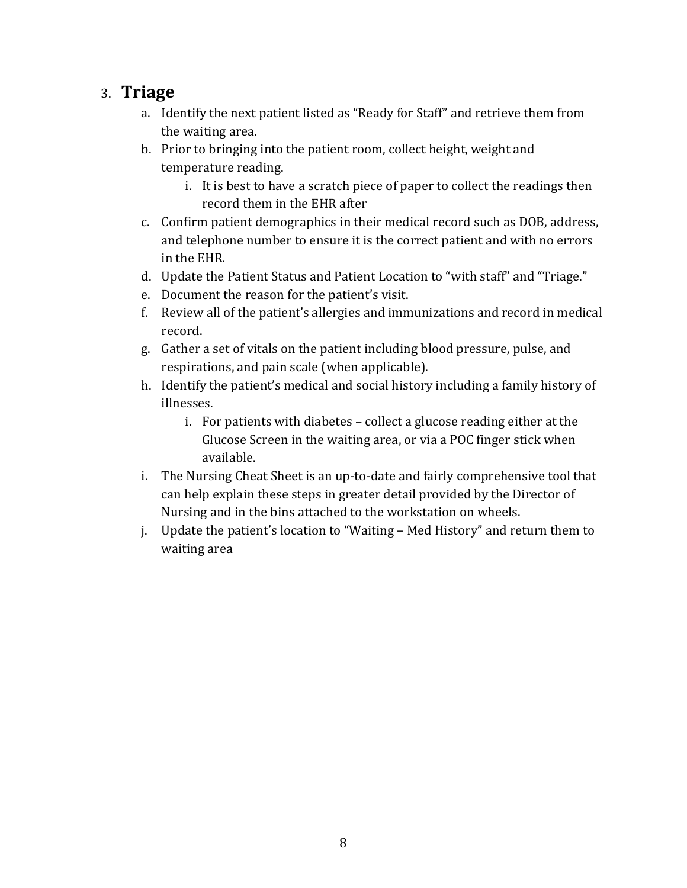## 3. **Triage**

a. Identify the next patient listed as "Ready for Staff" and retrieve them from the waiting area.

b. Prior to bringing into the patient room, collect height, weight and temperature reading.

   i. It is best to have a scratch piece of paper to collect the readings then record them in the EHR after

c. Confirm patient demographics in their medical record such as DOB, address, and telephone number to ensure it is the correct patient and with no errors in the EHR.

d. Update the Patient Status and Patient Location to "with staff" and "Triage."

e. Document the reason for the patient's visit.

f. Review all of the patient's allergies and immunizations and record in medical record.

g. Gather a set of vitals on the patient including blood pressure, pulse, and respirations, and pain scale (when applicable).

h. Identify the patient's medical and social history including a family history of illnesses.

   i. For patients with diabetes – collect a glucose reading either at the Glucose Screen in the waiting area, or via a POC finger stick when available.

i. The Nursing Cheat Sheet is an up-to-date and fairly comprehensive tool that can help explain these steps in greater detail provided by the Director of Nursing and in the bins attached to the workstation on wheels.

j. Update the patient's location to "Waiting – Med History" and return them to waiting area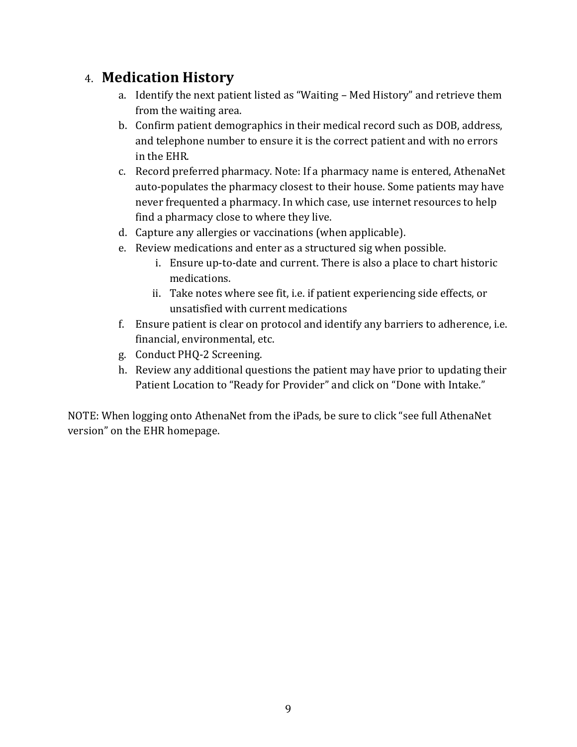## 4. Medication History

a. Identify the next patient listed as "Waiting – Med History" and retrieve them from the waiting area.
b. Confirm patient demographics in their medical record such as DOB, address, and telephone number to ensure it is the correct patient and with no errors in the EHR.
c. Record preferred pharmacy. Note: If a pharmacy name is entered, AthenaNet auto-populates the pharmacy closest to their house. Some patients may have never frequented a pharmacy. In which case, use internet resources to help find a pharmacy close to where they live.
d. Capture any allergies or vaccinations (when applicable).
e. Review medications and enter as a structured sig when possible.
    i. Ensure up-to-date and current. There is also a place to chart historic medications.
    ii. Take notes where see fit, i.e. if patient experiencing side effects, or unsatisfied with current medications
f. Ensure patient is clear on protocol and identify any barriers to adherence, i.e. financial, environmental, etc.
g. Conduct PHQ-2 Screening.
h. Review any additional questions the patient may have prior to updating their Patient Location to "Ready for Provider" and click on "Done with Intake."

NOTE: When logging onto AthenaNet from the iPads, be sure to click "see full AthenaNet version" on the EHR homepage.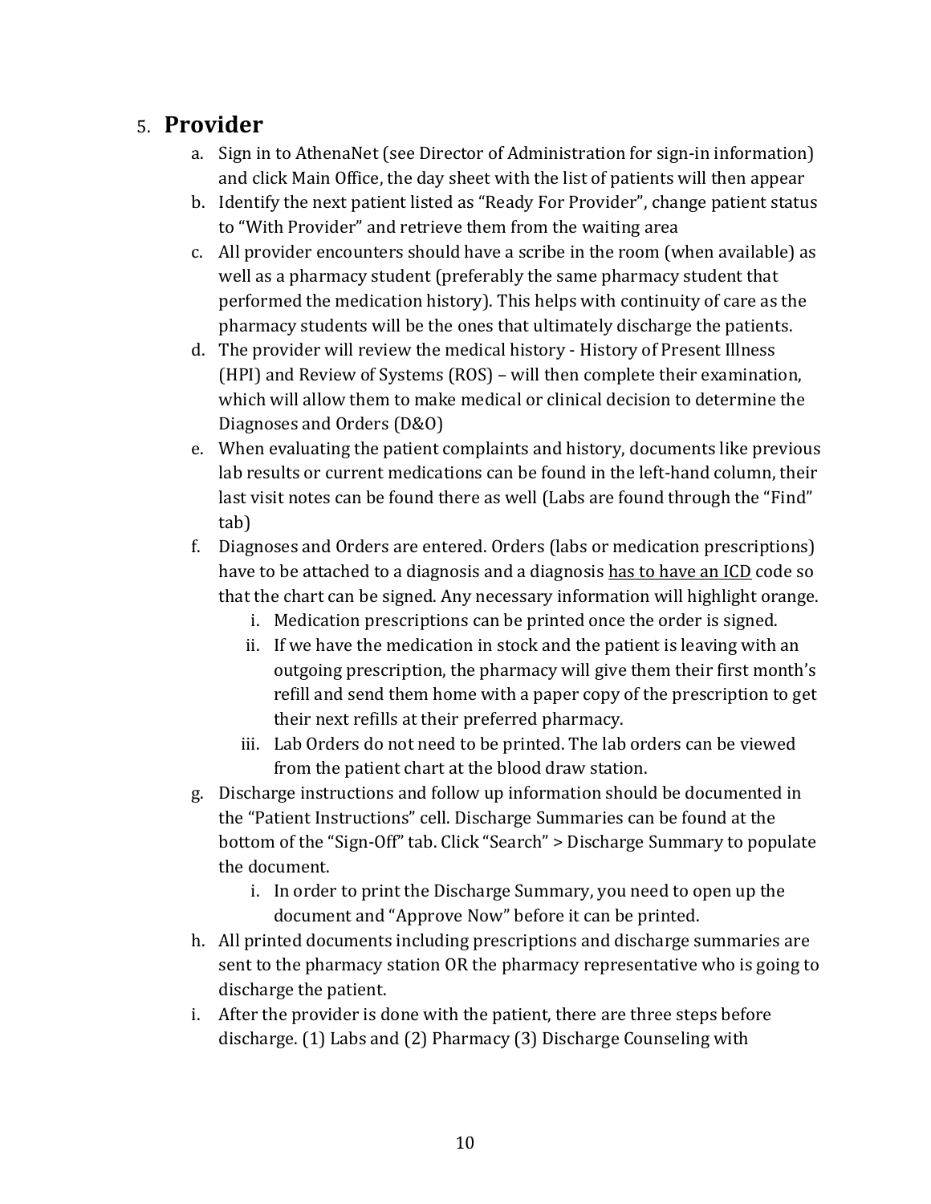## 5. **Provider**

a. Sign in to AthenaNet (see Director of Administration for sign-in information) and click Main Office, the day sheet with the list of patients will then appear

b. Identify the next patient listed as "Ready For Provider", change patient status to "With Provider" and retrieve them from the waiting area

c. All provider encounters should have a scribe in the room (when available) as well as a pharmacy student (preferably the same pharmacy student that performed the medication history). This helps with continuity of care as the pharmacy students will be the ones that ultimately discharge the patients.

d. The provider will review the medical history - History of Present Illness (HPI) and Review of Systems (ROS) – will then complete their examination, which will allow them to make medical or clinical decision to determine the Diagnoses and Orders (D&O)

e. When evaluating the patient complaints and history, documents like previous lab results or current medications can be found in the left-hand column, their last visit notes can be found there as well (Labs are found through the "Find" tab)

f. Diagnoses and Orders are entered. Orders (labs or medication prescriptions) have to be attached to a diagnosis and a diagnosis <u>has to have an ICD</u> code so that the chart can be signed. Any necessary information will highlight orange.

   i. Medication prescriptions can be printed once the order is signed.

   ii. If we have the medication in stock and the patient is leaving with an outgoing prescription, the pharmacy will give them their first month's refill and send them home with a paper copy of the prescription to get their next refills at their preferred pharmacy.

   iii. Lab Orders do not need to be printed. The lab orders can be viewed from the patient chart at the blood draw station.

g. Discharge instructions and follow up information should be documented in the "Patient Instructions" cell. Discharge Summaries can be found at the bottom of the "Sign-Off" tab. Click "Search" > Discharge Summary to populate the document.

   i. In order to print the Discharge Summary, you need to open up the document and "Approve Now" before it can be printed.

h. All printed documents including prescriptions and discharge summaries are sent to the pharmacy station OR the pharmacy representative who is going to discharge the patient.

i. After the provider is done with the patient, there are three steps before discharge. (1) Labs and (2) Pharmacy (3) Discharge Counseling with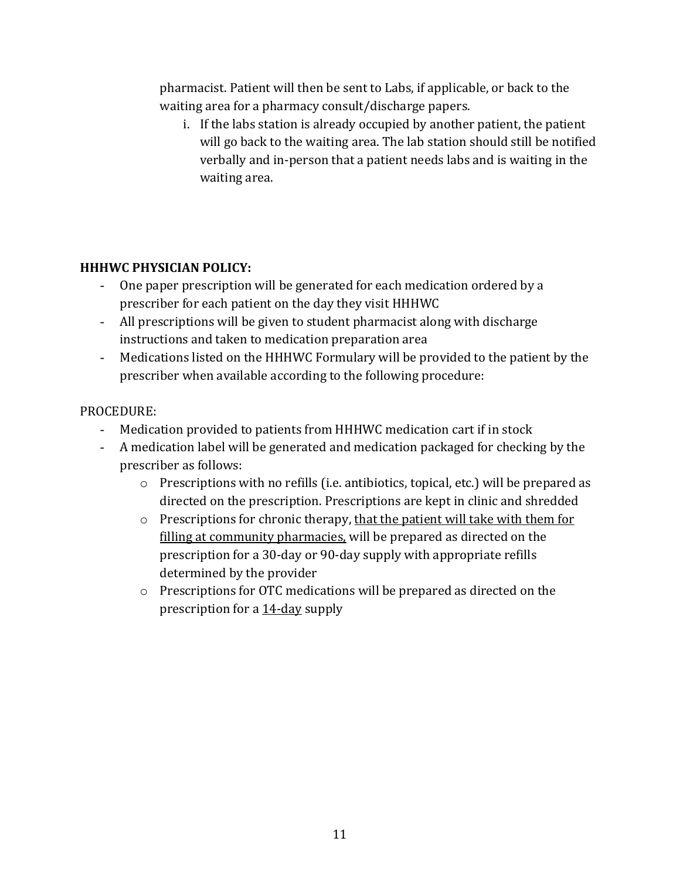pharmacist. Patient will then be sent to Labs, if applicable, or back to the waiting area for a pharmacy consult/discharge papers.

i. If the labs station is already occupied by another patient, the patient will go back to the waiting area. The lab station should still be notified verbally and in-person that a patient needs labs and is waiting in the waiting area.

**HHHWC PHYSICIAN POLICY:**

- One paper prescription will be generated for each medication ordered by a prescriber for each patient on the day they visit HHHWC
- All prescriptions will be given to student pharmacist along with discharge instructions and taken to medication preparation area
- Medications listed on the HHHWC Formulary will be provided to the patient by the prescriber when available according to the following procedure:

PROCEDURE:

- Medication provided to patients from HHHWC medication cart if in stock
- A medication label will be generated and medication packaged for checking by the prescriber as follows:
    - Prescriptions with no refills (i.e. antibiotics, topical, etc.) will be prepared as directed on the prescription. Prescriptions are kept in clinic and shredded
    - Prescriptions for chronic therapy, <u>that the patient will take with them for filling at community pharmacies,</u> will be prepared as directed on the prescription for a 30-day or 90-day supply with appropriate refills determined by the provider
    - Prescriptions for OTC medications will be prepared as directed on the prescription for a <u>14-day</u> supply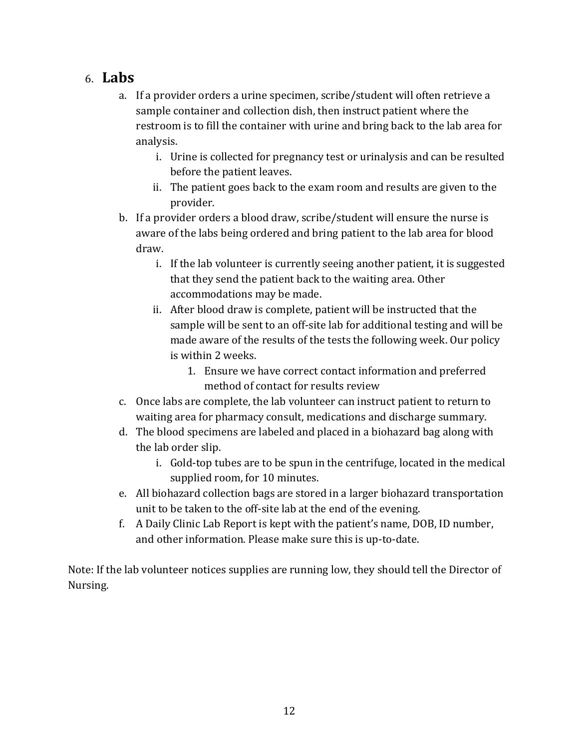## 6. Labs

a. If a provider orders a urine specimen, scribe/student will often retrieve a sample container and collection dish, then instruct patient where the restroom is to fill the container with urine and bring back to the lab area for analysis.
    i. Urine is collected for pregnancy test or urinalysis and can be resulted before the patient leaves.
    ii. The patient goes back to the exam room and results are given to the provider.
b. If a provider orders a blood draw, scribe/student will ensure the nurse is aware of the labs being ordered and bring patient to the lab area for blood draw.
    i. If the lab volunteer is currently seeing another patient, it is suggested that they send the patient back to the waiting area. Other accommodations may be made.
    ii. After blood draw is complete, patient will be instructed that the sample will be sent to an off-site lab for additional testing and will be made aware of the results of the tests the following week. Our policy is within 2 weeks.
        1. Ensure we have correct contact information and preferred method of contact for results review
c. Once labs are complete, the lab volunteer can instruct patient to return to waiting area for pharmacy consult, medications and discharge summary.
d. The blood specimens are labeled and placed in a biohazard bag along with the lab order slip.
    i. Gold-top tubes are to be spun in the centrifuge, located in the medical supplied room, for 10 minutes.
e. All biohazard collection bags are stored in a larger biohazard transportation unit to be taken to the off-site lab at the end of the evening.
f. A Daily Clinic Lab Report is kept with the patient's name, DOB, ID number, and other information. Please make sure this is up-to-date.

Note: If the lab volunteer notices supplies are running low, they should tell the Director of Nursing.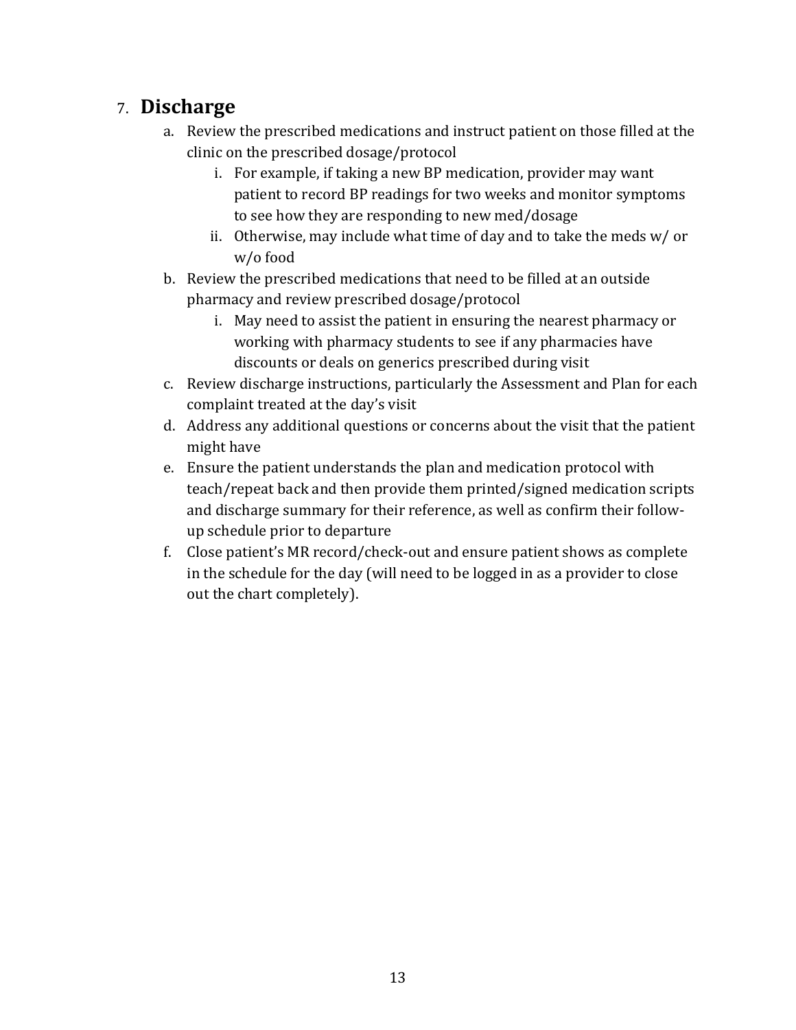## 7. **Discharge**

a. Review the prescribed medications and instruct patient on those filled at the clinic on the prescribed dosage/protocol
    i. For example, if taking a new BP medication, provider may want patient to record BP readings for two weeks and monitor symptoms to see how they are responding to new med/dosage
    ii. Otherwise, may include what time of day and to take the meds w/ or w/o food
b. Review the prescribed medications that need to be filled at an outside pharmacy and review prescribed dosage/protocol
    i. May need to assist the patient in ensuring the nearest pharmacy or working with pharmacy students to see if any pharmacies have discounts or deals on generics prescribed during visit
c. Review discharge instructions, particularly the Assessment and Plan for each complaint treated at the day's visit
d. Address any additional questions or concerns about the visit that the patient might have
e. Ensure the patient understands the plan and medication protocol with teach/repeat back and then provide them printed/signed medication scripts and discharge summary for their reference, as well as confirm their follow-up schedule prior to departure
f. Close patient's MR record/check-out and ensure patient shows as complete in the schedule for the day (will need to be logged in as a provider to close out the chart completely).